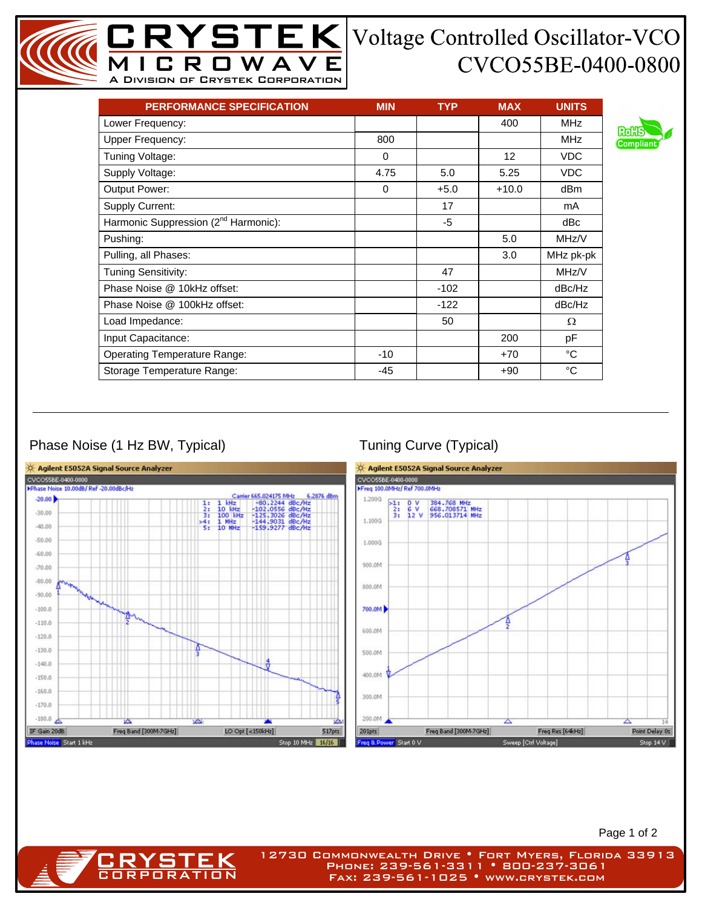# CRYSTEK MICROWAVE

A Division of Crystek Corporation

# Voltage Controlled Oscillator-VCO CVCO55BE-0400-0800

RoHS Compliant

| PERFORMANCE SPECIFICATION | MIN | TYP | MAX | UNITS |
|---|---|---|---|---|
| Lower Frequency: | | | 400 | MHz |
| Upper Frequency: | 800 | | | MHz |
| Tuning Voltage: | 0 | | 12 | VDC |
| Supply Voltage: | 4.75 | 5.0 | 5.25 | VDC |
| Output Power: | 0 | +5.0 | +10.0 | dBm |
| Supply Current: | | 17 | | mA |
| Harmonic Suppression (2nd Harmonic): | | -5 | | dBc |
| Pushing: | | | 5.0 | MHz/V |
| Pulling, all Phases: | | | 3.0 | MHz pk-pk |
| Tuning Sensitivity: | | 47 | | MHz/V |
| Phase Noise @ 10kHz offset: | | -102 | | dBc/Hz |
| Phase Noise @ 100kHz offset: | | -122 | | dBc/Hz |
| Load Impedance: | | 50 | | Ω |
| Input Capacitance: | | | 200 | pF |
| Operating Temperature Range: | -10 | | +70 | °C |
| Storage Temperature Range: | -45 | | +90 | °C |

---

Phase Noise (1 Hz BW, Typical)

Tuning Curve (Typical)

CRYSTEK CORPORATION
12730 Commonwealth Drive • Fort Myers, Florida 33913
Phone: 239-561-3311 • 800-237-3061
Fax: 239-561-1025 • www.crystek.com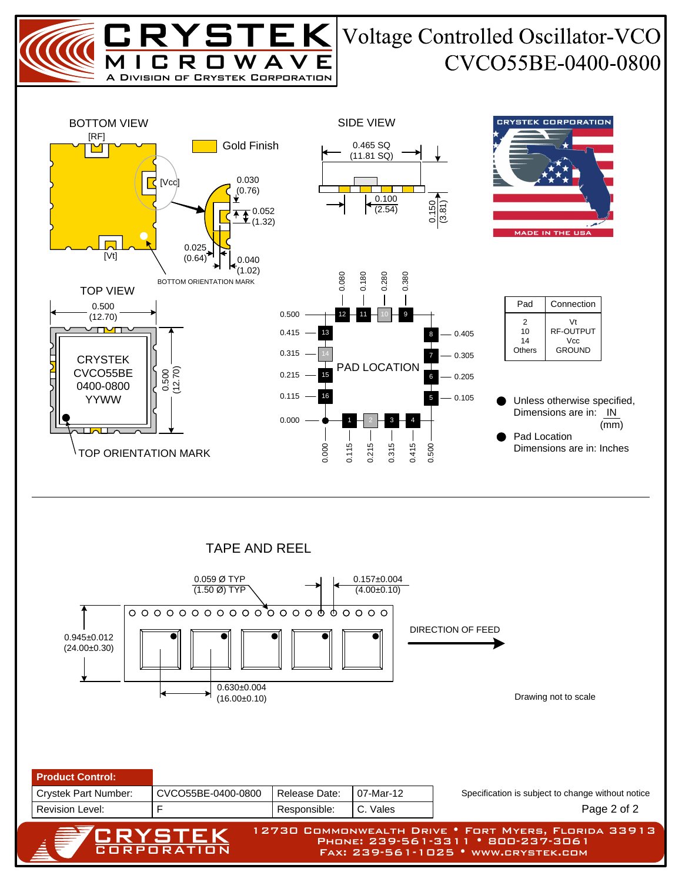# Voltage Controlled Oscillator-VCO
# CVCO55BE-0400-0800

BOTTOM VIEW

[RF]

[Vcc]

[Vt]

Gold Finish

0.030 (0.76)

0.052 (1.32)

0.025 (0.64)

0.040 (1.02)

BOTTOM ORIENTATION MARK

SIDE VIEW

0.465 SQ (11.81 SQ)

0.100 (2.54)

0.150 (3.81)

CRYSTEK CORPORATION

MADE IN THE USA

TOP VIEW

0.500 (12.70)

CRYSTEK
CVCO55BE
0400-0800
YYWW

0.500 (12.70)

TOP ORIENTATION MARK

PAD LOCATION

0.080 0.180 0.280 0.380

0.500 0.415 0.315 0.215 0.115 0.000

0.405 0.305 0.205 0.105

0.000 0.115 0.215 0.315 0.415 0.500

| Pad | Connection |
|---|---|
| 2 | Vt |
| 10 | RF-OUTPUT |
| 14 | Vcc |
| Others | GROUND |

- Unless otherwise specified, Dimensions are in: IN (mm)
- Pad Location Dimensions are in: Inches

## TAPE AND REEL

0.059 Ø TYP (1.50 Ø) TYP

0.157±0.004 (4.00±0.10)

0.945±0.012 (24.00±0.30)

0.630±0.004 (16.00±0.10)

DIRECTION OF FEED

Drawing not to scale

| Product Control: | | | |
|---|---|---|---|
| Crystek Part Number: | CVCO55BE-0400-0800 | Release Date: | 07-Mar-12 |
| Revision Level: | F | Responsible: | C. Vales |

Specification is subject to change without notice

CRYSTEK CORPORATION

12730 Commonwealth Drive • Fort Myers, Florida 33913
Phone: 239-561-3311 • 800-237-3061
Fax: 239-561-1025 • www.crystek.com